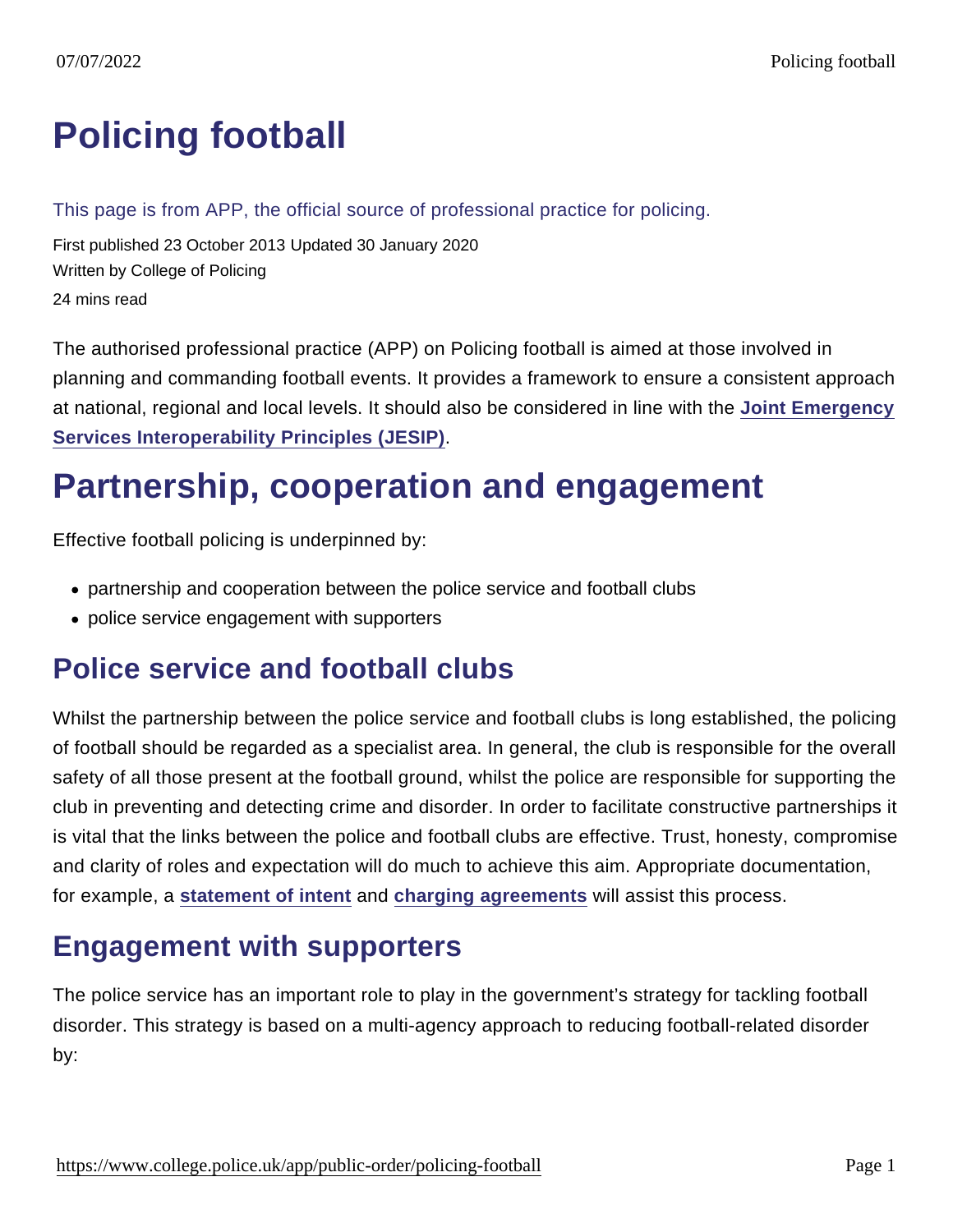# Policing football

This page is from APP, the official source of professional practice for policing.

First published 23 October 2013 Updated 30 January 2020

Written by College of Policing

24 mins read

The authorised professional practice (APP) on Policing football is aimed at those involved in planning and commanding football events. It provides a framework to ensure a consistent approach at national, regional and local levels. It should also be considered in line with the **Joint Emergency Services Interoperability Principles (JESIP)**.

## Partnership, cooperation and engagement

Effective football policing is underpinned by:

- partnership and cooperation between the police service and football clubs
- police service engagement with supporters

### Police service and football clubs

Whilst the partnership between the police service and football clubs is long established, the policing of football should be regarded as a specialist area. In general, the club is responsible for the overall safety of all those present at the football ground, whilst the police are responsible for supporting the club in preventing and detecting crime and disorder. In order to facilitate constructive partnerships it is vital that the links between the police and football clubs are effective. Trust, honesty, compromise and clarity of roles and expectation will do much to achieve this aim. Appropriate documentation, for example, a **statement of intent** and **charging agreements** will assist this process.

### Engagement with supporters

The police service has an important role to play in the government's strategy for tackling football disorder. This strategy is based on a multi-agency approach to reducing football-related disorder by: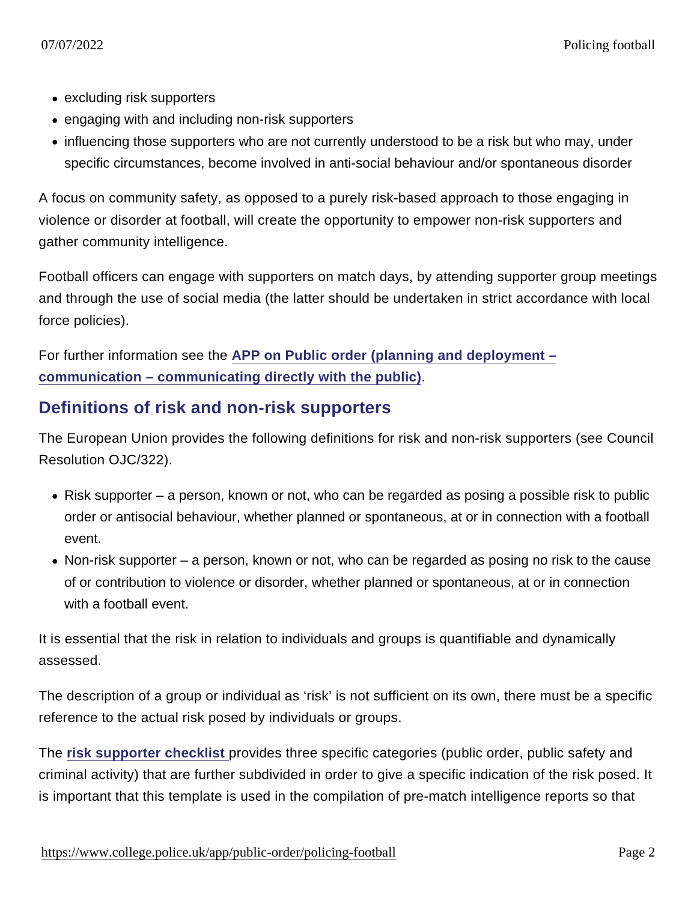- excluding risk supporters
- engaging with and including non-risk supporters
- influencing those supporters who are not currently understood to be a risk but who may, under specific circumstances, become involved in anti-social behaviour and/or spontaneous disorder

A focus on community safety, as opposed to a purely risk-based approach to those engaging in violence or disorder at football, will create the opportunity to empower non-risk supporters and gather community intelligence.

Football officers can engage with supporters on match days, by attending supporter group meetings and through the use of social media (the latter should be undertaken in strict accordance with local force policies).

For further information see the **APP on Public order (planning and deployment – communication – communicating directly with the public)**.

## Definitions of risk and non-risk supporters

The European Union provides the following definitions for risk and non-risk supporters (see Council Resolution OJC/322).

- Risk supporter – a person, known or not, who can be regarded as posing a possible risk to public order or antisocial behaviour, whether planned or spontaneous, at or in connection with a football event.
- Non-risk supporter – a person, known or not, who can be regarded as posing no risk to the cause of or contribution to violence or disorder, whether planned or spontaneous, at or in connection with a football event.

It is essential that the risk in relation to individuals and groups is quantifiable and dynamically assessed.

The description of a group or individual as 'risk' is not sufficient on its own, there must be a specific reference to the actual risk posed by individuals or groups.

The **risk supporter checklist** provides three specific categories (public order, public safety and criminal activity) that are further subdivided in order to give a specific indication of the risk posed. It is important that this template is used in the compilation of pre-match intelligence reports so that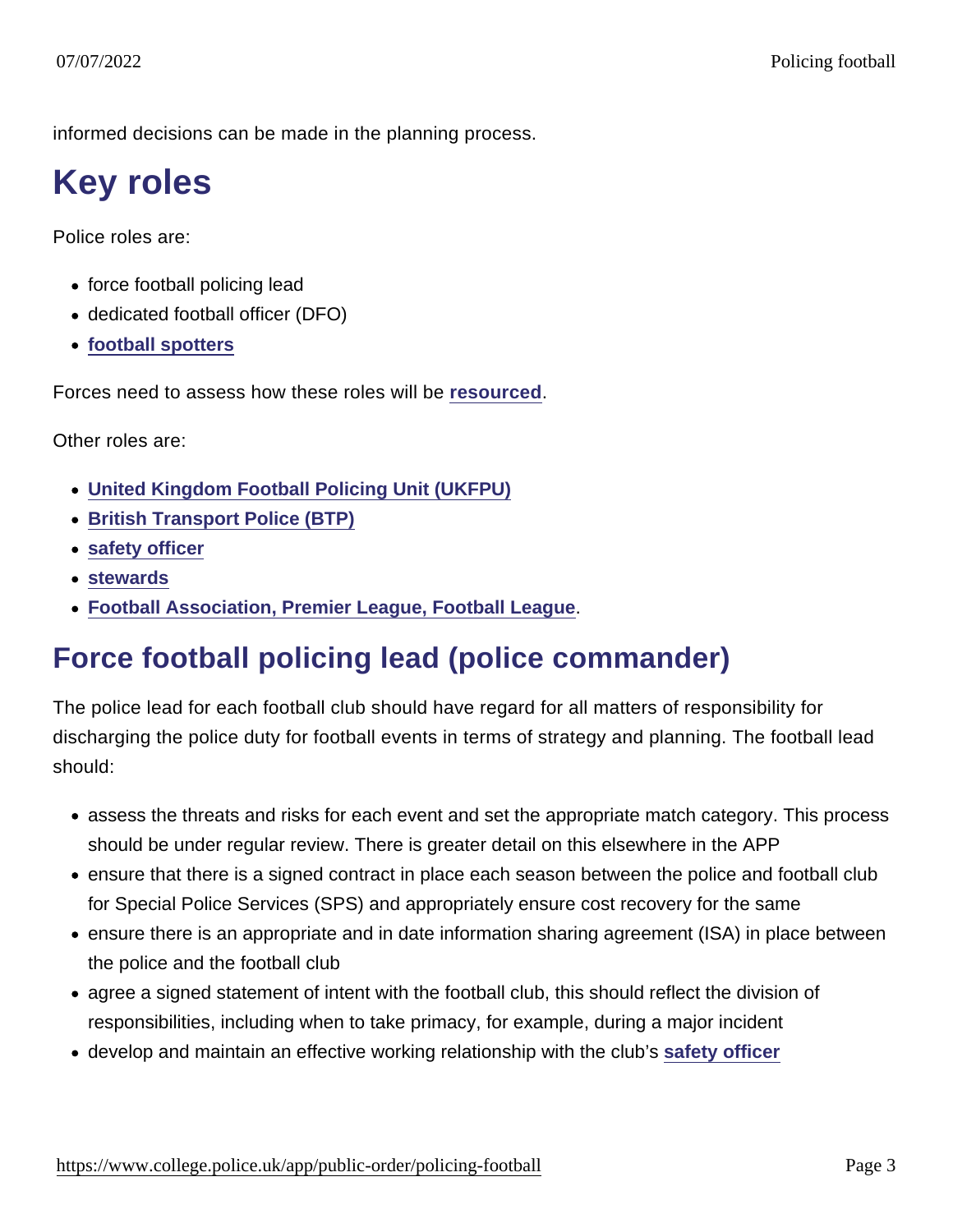informed decisions can be made in the planning process.

## Key roles

Police roles are:

- force football policing lead
- dedicated football officer (DFO)
- **football spotters**

Forces need to assess how these roles will be **resourced**.

Other roles are:

- **United Kingdom Football Policing Unit (UKFPU)**
- **British Transport Police (BTP)**
- **safety officer**
- **stewards**
- **Football Association, Premier League, Football League**.

## Force football policing lead (police commander)

The police lead for each football club should have regard for all matters of responsibility for discharging the police duty for football events in terms of strategy and planning. The football lead should:

- assess the threats and risks for each event and set the appropriate match category. This process should be under regular review. There is greater detail on this elsewhere in the APP
- ensure that there is a signed contract in place each season between the police and football club for Special Police Services (SPS) and appropriately ensure cost recovery for the same
- ensure there is an appropriate and in date information sharing agreement (ISA) in place between the police and the football club
- agree a signed statement of intent with the football club, this should reflect the division of responsibilities, including when to take primacy, for example, during a major incident
- develop and maintain an effective working relationship with the club's **safety officer**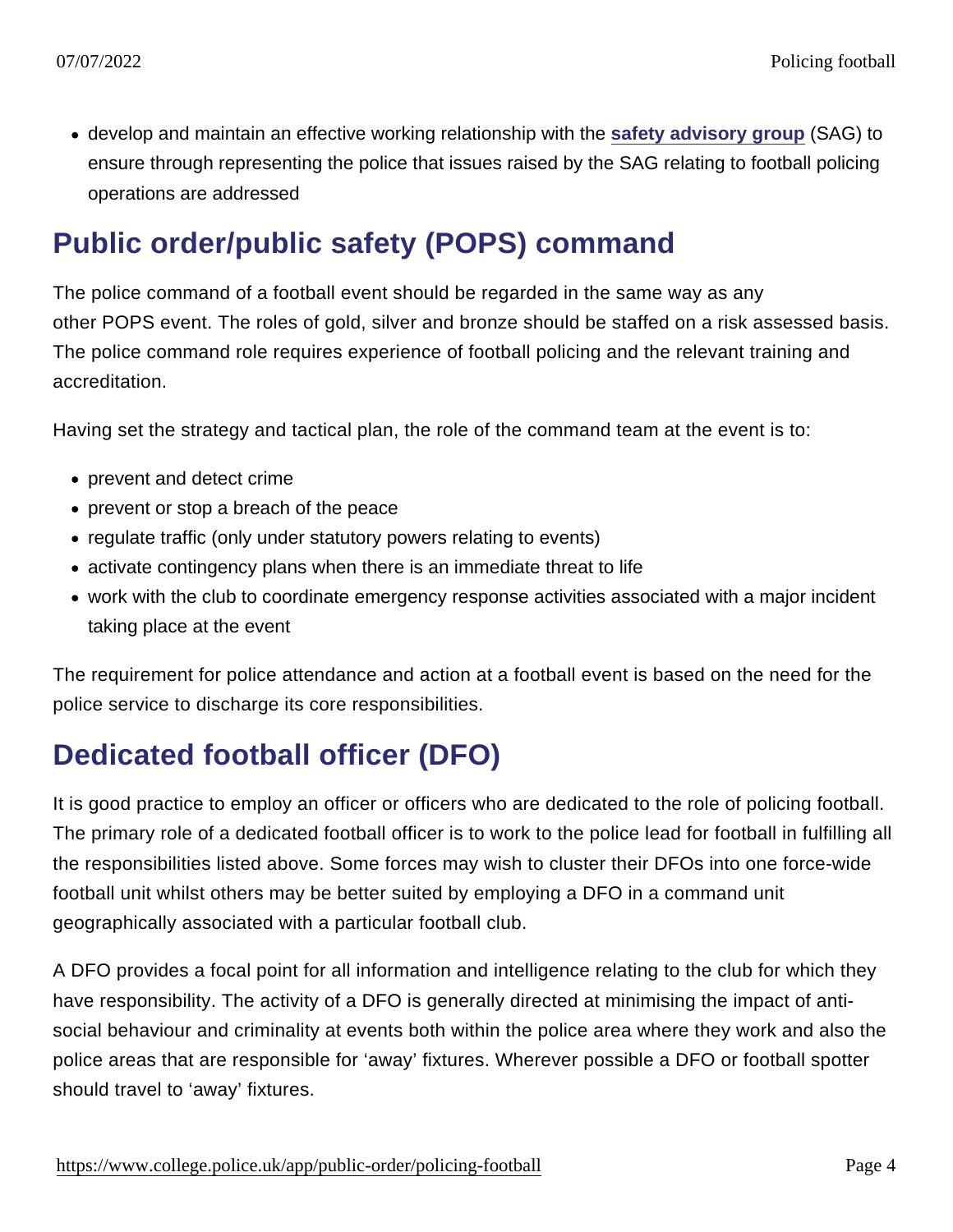- develop and maintain an effective working relationship with the **safety advisory group** (SAG) to ensure through representing the police that issues raised by the SAG relating to football policing operations are addressed

## Public order/public safety (POPS) command

The police command of a football event should be regarded in the same way as any other POPS event. The roles of gold, silver and bronze should be staffed on a risk assessed basis. The police command role requires experience of football policing and the relevant training and accreditation.

Having set the strategy and tactical plan, the role of the command team at the event is to:

- prevent and detect crime
- prevent or stop a breach of the peace
- regulate traffic (only under statutory powers relating to events)
- activate contingency plans when there is an immediate threat to life
- work with the club to coordinate emergency response activities associated with a major incident taking place at the event

The requirement for police attendance and action at a football event is based on the need for the police service to discharge its core responsibilities.

## Dedicated football officer (DFO)

It is good practice to employ an officer or officers who are dedicated to the role of policing football. The primary role of a dedicated football officer is to work to the police lead for football in fulfilling all the responsibilities listed above. Some forces may wish to cluster their DFOs into one force-wide football unit whilst others may be better suited by employing a DFO in a command unit geographically associated with a particular football club.

A DFO provides a focal point for all information and intelligence relating to the club for which they have responsibility. The activity of a DFO is generally directed at minimising the impact of anti-social behaviour and criminality at events both within the police area where they work and also the police areas that are responsible for 'away' fixtures. Wherever possible a DFO or football spotter should travel to 'away' fixtures.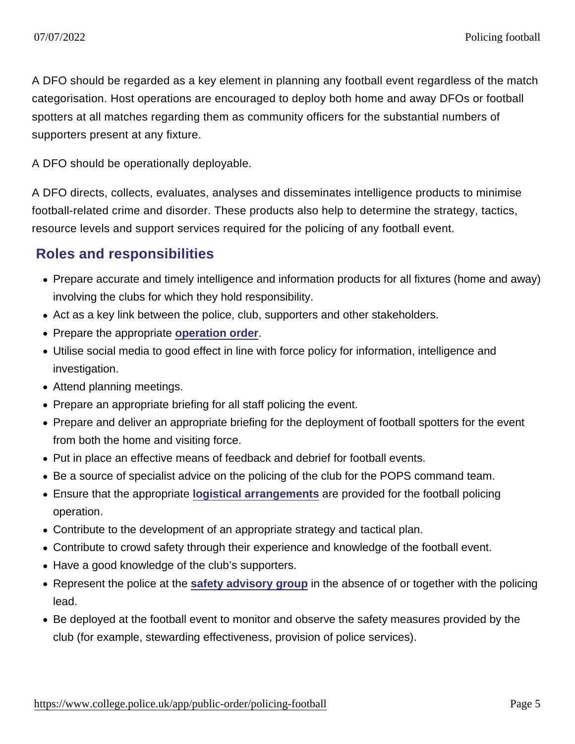A DFO should be regarded as a key element in planning any football event regardless of the match categorisation. Host operations are encouraged to deploy both home and away DFOs or football spotters at all matches regarding them as community officers for the substantial numbers of supporters present at any fixture.

A DFO should be operationally deployable.

A DFO directs, collects, evaluates, analyses and disseminates intelligence products to minimise football-related crime and disorder. These products also help to determine the strategy, tactics, resource levels and support services required for the policing of any football event.

## Roles and responsibilities

- Prepare accurate and timely intelligence and information products for all fixtures (home and away) involving the clubs for which they hold responsibility.
- Act as a key link between the police, club, supporters and other stakeholders.
- Prepare the appropriate operation order.
- Utilise social media to good effect in line with force policy for information, intelligence and investigation.
- Attend planning meetings.
- Prepare an appropriate briefing for all staff policing the event.
- Prepare and deliver an appropriate briefing for the deployment of football spotters for the event from both the home and visiting force.
- Put in place an effective means of feedback and debrief for football events.
- Be a source of specialist advice on the policing of the club for the POPS command team.
- Ensure that the appropriate logistical arrangements are provided for the football policing operation.
- Contribute to the development of an appropriate strategy and tactical plan.
- Contribute to crowd safety through their experience and knowledge of the football event.
- Have a good knowledge of the club's supporters.
- Represent the police at the safety advisory group in the absence of or together with the policing lead.
- Be deployed at the football event to monitor and observe the safety measures provided by the club (for example, stewarding effectiveness, provision of police services).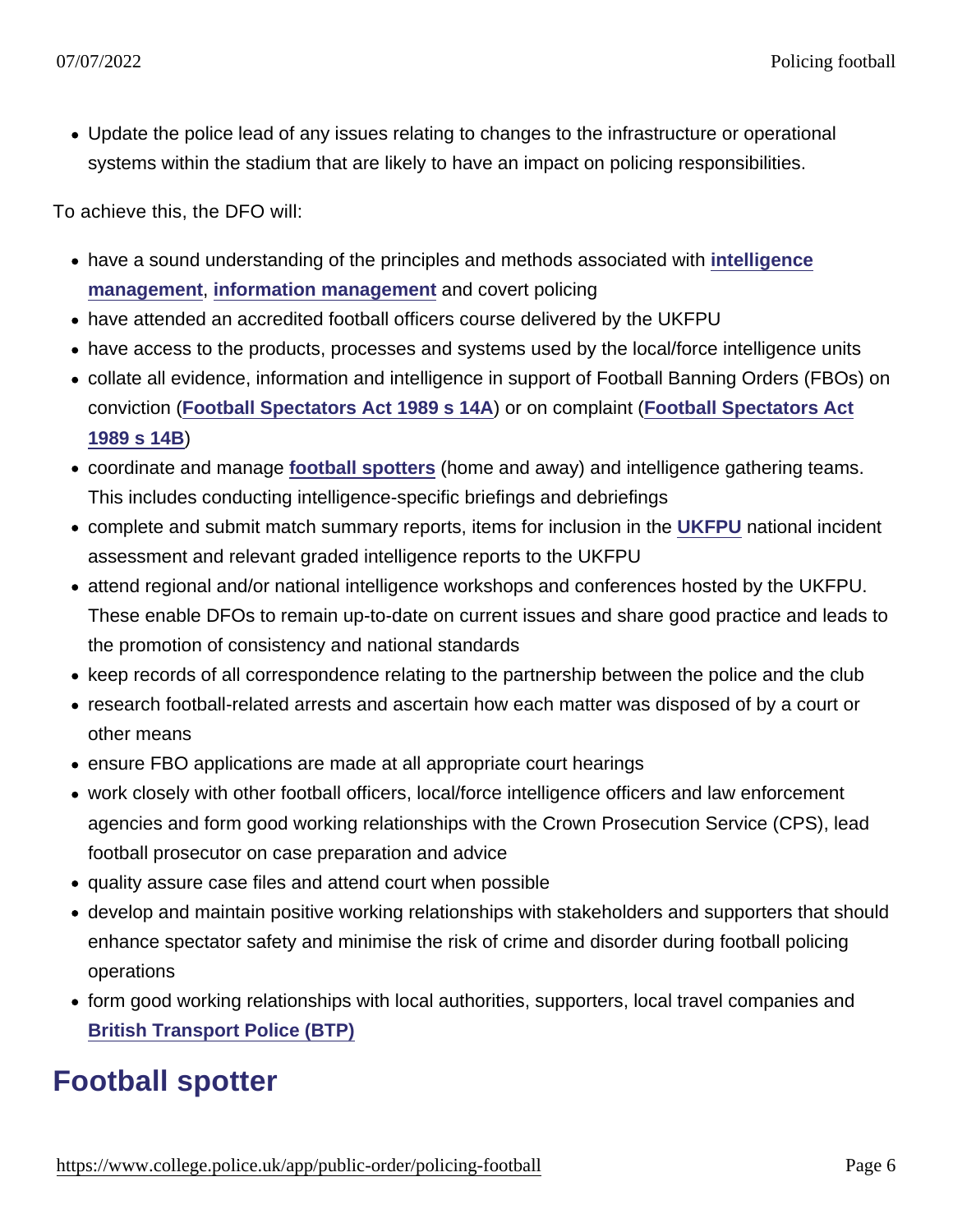- Update the police lead of any issues relating to changes to the infrastructure or operational systems within the stadium that are likely to have an impact on policing responsibilities.

To achieve this, the DFO will:

- have a sound understanding of the principles and methods associated with **intelligence management**, **information management** and covert policing
- have attended an accredited football officers course delivered by the UKFPU
- have access to the products, processes and systems used by the local/force intelligence units
- collate all evidence, information and intelligence in support of Football Banning Orders (FBOs) on conviction (**Football Spectators Act 1989 s 14A**) or on complaint (**Football Spectators Act 1989 s 14B**)
- coordinate and manage **football spotters** (home and away) and intelligence gathering teams. This includes conducting intelligence-specific briefings and debriefings
- complete and submit match summary reports, items for inclusion in the **UKFPU** national incident assessment and relevant graded intelligence reports to the UKFPU
- attend regional and/or national intelligence workshops and conferences hosted by the UKFPU. These enable DFOs to remain up-to-date on current issues and share good practice and leads to the promotion of consistency and national standards
- keep records of all correspondence relating to the partnership between the police and the club
- research football-related arrests and ascertain how each matter was disposed of by a court or other means
- ensure FBO applications are made at all appropriate court hearings
- work closely with other football officers, local/force intelligence officers and law enforcement agencies and form good working relationships with the Crown Prosecution Service (CPS), lead football prosecutor on case preparation and advice
- quality assure case files and attend court when possible
- develop and maintain positive working relationships with stakeholders and supporters that should enhance spectator safety and minimise the risk of crime and disorder during football policing operations
- form good working relationships with local authorities, supporters, local travel companies and **British Transport Police (BTP)**

## Football spotter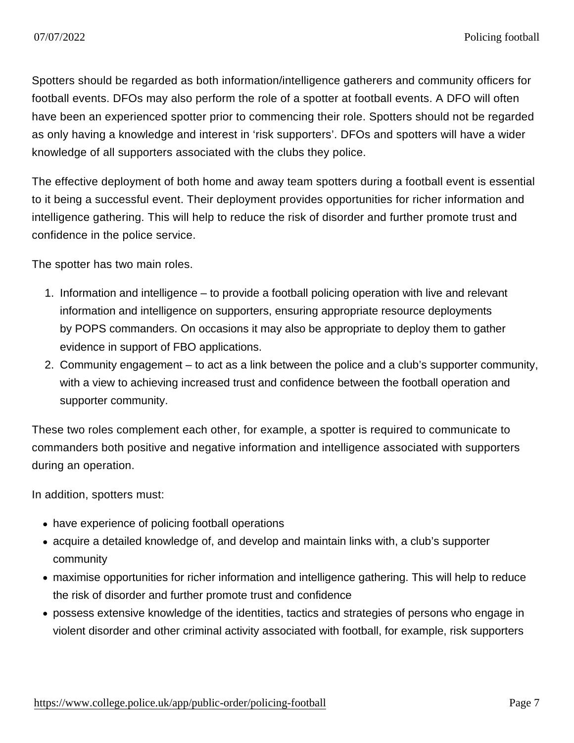Spotters should be regarded as both information/intelligence gatherers and community officers for football events. DFOs may also perform the role of a spotter at football events. A DFO will often have been an experienced spotter prior to commencing their role. Spotters should not be regarded as only having a knowledge and interest in 'risk supporters'. DFOs and spotters will have a wider knowledge of all supporters associated with the clubs they police.

The effective deployment of both home and away team spotters during a football event is essential to it being a successful event. Their deployment provides opportunities for richer information and intelligence gathering. This will help to reduce the risk of disorder and further promote trust and confidence in the police service.

The spotter has two main roles.

1. Information and intelligence – to provide a football policing operation with live and relevant information and intelligence on supporters, ensuring appropriate resource deployments by POPS commanders. On occasions it may also be appropriate to deploy them to gather evidence in support of FBO applications.
2. Community engagement – to act as a link between the police and a club's supporter community, with a view to achieving increased trust and confidence between the football operation and supporter community.

These two roles complement each other, for example, a spotter is required to communicate to commanders both positive and negative information and intelligence associated with supporters during an operation.

In addition, spotters must:

- have experience of policing football operations
- acquire a detailed knowledge of, and develop and maintain links with, a club's supporter community
- maximise opportunities for richer information and intelligence gathering. This will help to reduce the risk of disorder and further promote trust and confidence
- possess extensive knowledge of the identities, tactics and strategies of persons who engage in violent disorder and other criminal activity associated with football, for example, risk supporters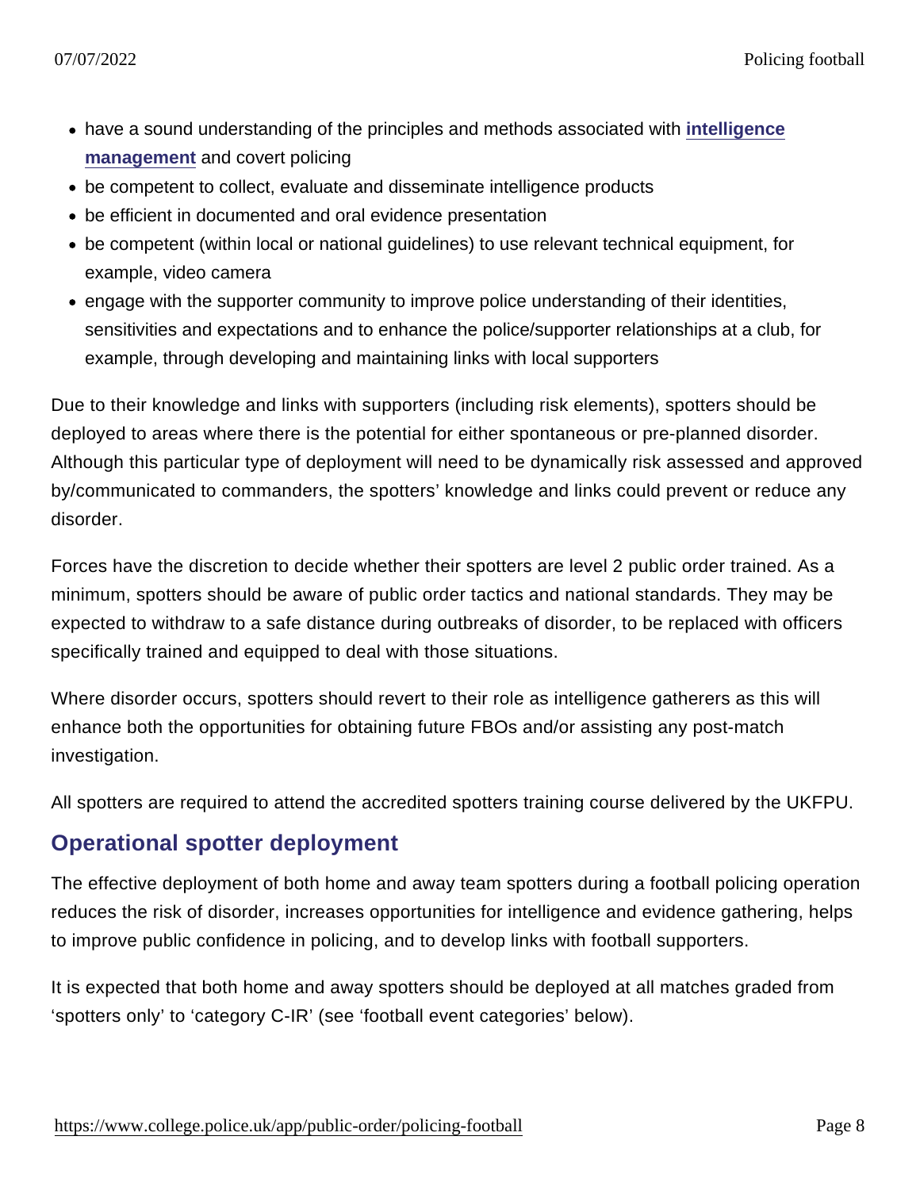- have a sound understanding of the principles and methods associated with [intelligence management](https://www.college.police.uk/app/intelligence-management) and covert policing
- be competent to collect, evaluate and disseminate intelligence products
- be efficient in documented and oral evidence presentation
- be competent (within local or national guidelines) to use relevant technical equipment, for example, video camera
- engage with the supporter community to improve police understanding of their identities, sensitivities and expectations and to enhance the police/supporter relationships at a club, for example, through developing and maintaining links with local supporters

Due to their knowledge and links with supporters (including risk elements), spotters should be deployed to areas where there is the potential for either spontaneous or pre-planned disorder. Although this particular type of deployment will need to be dynamically risk assessed and approved by/communicated to commanders, the spotters' knowledge and links could prevent or reduce any disorder.

Forces have the discretion to decide whether their spotters are level 2 public order trained. As a minimum, spotters should be aware of public order tactics and national standards. They may be expected to withdraw to a safe distance during outbreaks of disorder, to be replaced with officers specifically trained and equipped to deal with those situations.

Where disorder occurs, spotters should revert to their role as intelligence gatherers as this will enhance both the opportunities for obtaining future FBOs and/or assisting any post-match investigation.

All spotters are required to attend the accredited spotters training course delivered by the UKFPU.

## Operational spotter deployment

The effective deployment of both home and away team spotters during a football policing operation reduces the risk of disorder, increases opportunities for intelligence and evidence gathering, helps to improve public confidence in policing, and to develop links with football supporters.

It is expected that both home and away spotters should be deployed at all matches graded from 'spotters only' to 'category C-IR' (see 'football event categories' below).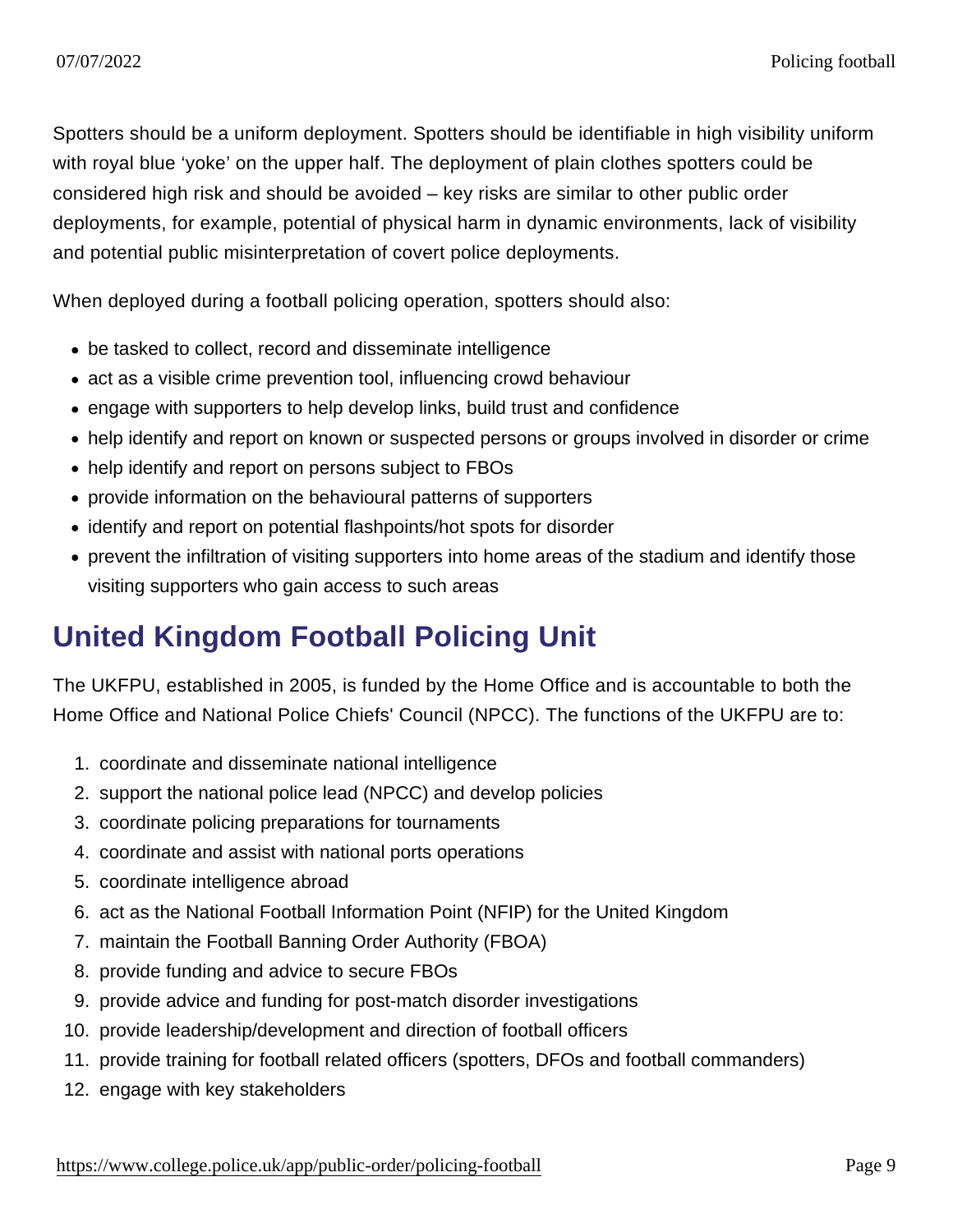Spotters should be a uniform deployment. Spotters should be identifiable in high visibility uniform with royal blue 'yoke' on the upper half. The deployment of plain clothes spotters could be considered high risk and should be avoided – key risks are similar to other public order deployments, for example, potential of physical harm in dynamic environments, lack of visibility and potential public misinterpretation of covert police deployments.

When deployed during a football policing operation, spotters should also:

- be tasked to collect, record and disseminate intelligence
- act as a visible crime prevention tool, influencing crowd behaviour
- engage with supporters to help develop links, build trust and confidence
- help identify and report on known or suspected persons or groups involved in disorder or crime
- help identify and report on persons subject to FBOs
- provide information on the behavioural patterns of supporters
- identify and report on potential flashpoints/hot spots for disorder
- prevent the infiltration of visiting supporters into home areas of the stadium and identify those visiting supporters who gain access to such areas

## United Kingdom Football Policing Unit

The UKFPU, established in 2005, is funded by the Home Office and is accountable to both the Home Office and National Police Chiefs' Council (NPCC). The functions of the UKFPU are to:

1. coordinate and disseminate national intelligence
2. support the national police lead (NPCC) and develop policies
3. coordinate policing preparations for tournaments
4. coordinate and assist with national ports operations
5. coordinate intelligence abroad
6. act as the National Football Information Point (NFIP) for the United Kingdom
7. maintain the Football Banning Order Authority (FBOA)
8. provide funding and advice to secure FBOs
9. provide advice and funding for post-match disorder investigations
10. provide leadership/development and direction of football officers
11. provide training for football related officers (spotters, DFOs and football commanders)
12. engage with key stakeholders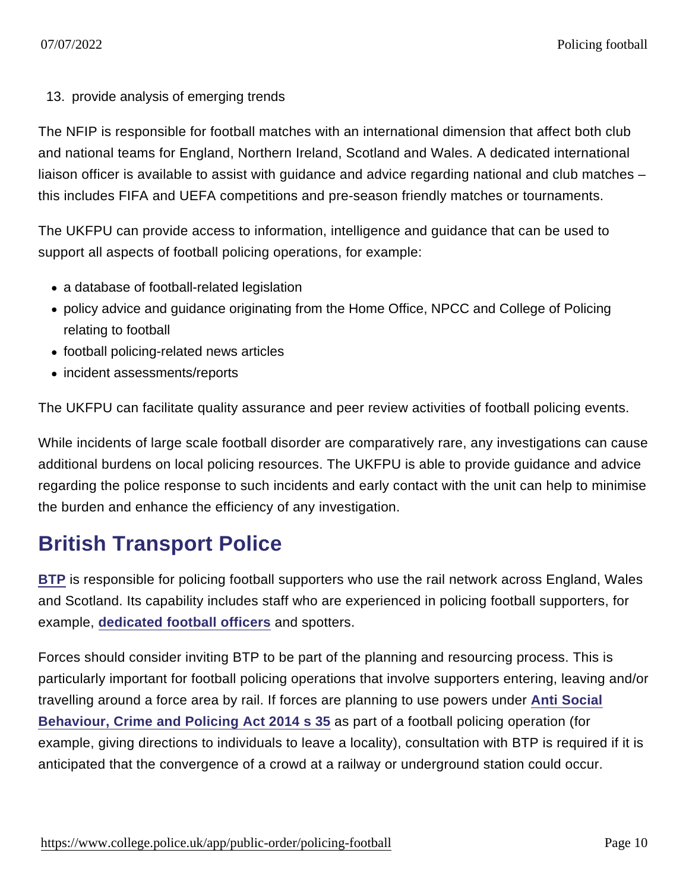13. provide analysis of emerging trends

The NFIP is responsible for football matches with an international dimension that affect both club and national teams for England, Northern Ireland, Scotland and Wales. A dedicated international liaison officer is available to assist with guidance and advice regarding national and club matches – this includes FIFA and UEFA competitions and pre-season friendly matches or tournaments.

The UKFPU can provide access to information, intelligence and guidance that can be used to support all aspects of football policing operations, for example:

- a database of football-related legislation
- policy advice and guidance originating from the Home Office, NPCC and College of Policing relating to football
- football policing-related news articles
- incident assessments/reports

The UKFPU can facilitate quality assurance and peer review activities of football policing events.

While incidents of large scale football disorder are comparatively rare, any investigations can cause additional burdens on local policing resources. The UKFPU is able to provide guidance and advice regarding the police response to such incidents and early contact with the unit can help to minimise the burden and enhance the efficiency of any investigation.

## British Transport Police

**BTP** is responsible for policing football supporters who use the rail network across England, Wales and Scotland. Its capability includes staff who are experienced in policing football supporters, for example, **dedicated football officers** and spotters.

Forces should consider inviting BTP to be part of the planning and resourcing process. This is particularly important for football policing operations that involve supporters entering, leaving and/or travelling around a force area by rail. If forces are planning to use powers under **Anti Social Behaviour, Crime and Policing Act 2014 s 35** as part of a football policing operation (for example, giving directions to individuals to leave a locality), consultation with BTP is required if it is anticipated that the convergence of a crowd at a railway or underground station could occur.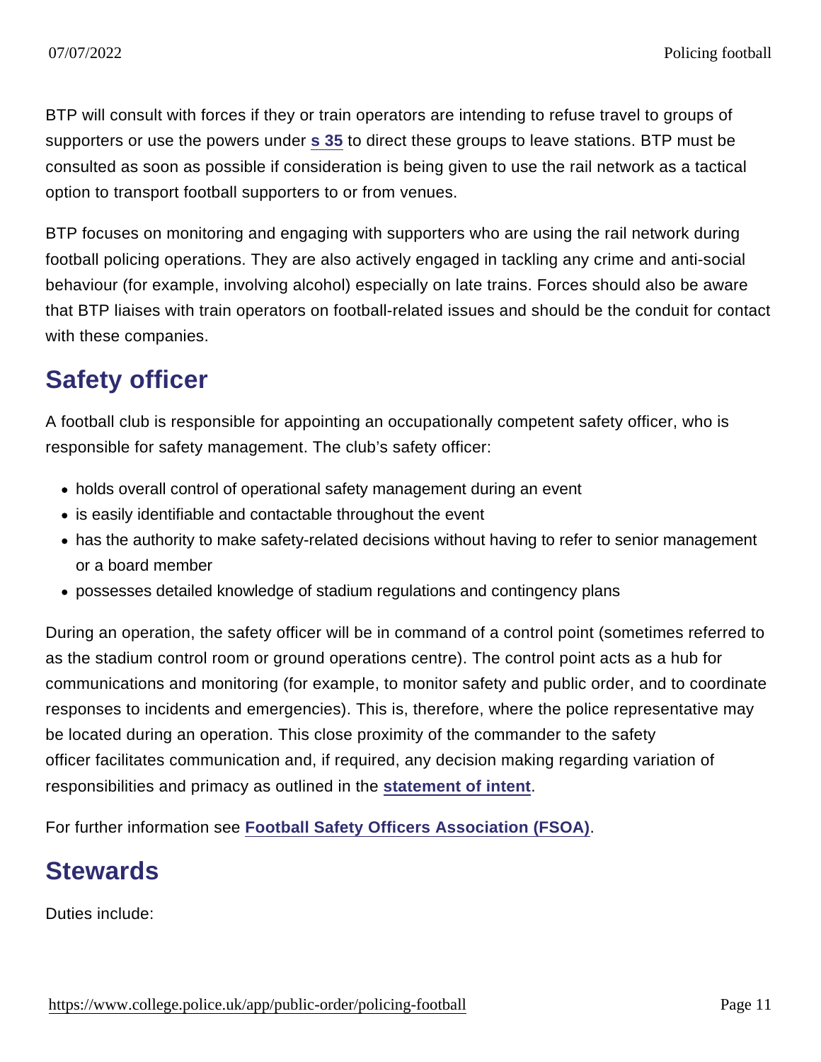BTP will consult with forces if they or train operators are intending to refuse travel to groups of supporters or use the powers under s 35 to direct these groups to leave stations. BTP must be consulted as soon as possible if consideration is being given to use the rail network as a tactical option to transport football supporters to or from venues.

BTP focuses on monitoring and engaging with supporters who are using the rail network during football policing operations. They are also actively engaged in tackling any crime and anti-social behaviour (for example, involving alcohol) especially on late trains. Forces should also be aware that BTP liaises with train operators on football-related issues and should be the conduit for contact with these companies.

## Safety officer

A football club is responsible for appointing an occupationally competent safety officer, who is responsible for safety management. The club's safety officer:

- holds overall control of operational safety management during an event
- is easily identifiable and contactable throughout the event
- has the authority to make safety-related decisions without having to refer to senior management or a board member
- possesses detailed knowledge of stadium regulations and contingency plans

During an operation, the safety officer will be in command of a control point (sometimes referred to as the stadium control room or ground operations centre). The control point acts as a hub for communications and monitoring (for example, to monitor safety and public order, and to coordinate responses to incidents and emergencies). This is, therefore, where the police representative may be located during an operation. This close proximity of the commander to the safety officer facilitates communication and, if required, any decision making regarding variation of responsibilities and primacy as outlined in the **statement of intent**.

For further information see **Football Safety Officers Association (FSOA)**.

## Stewards

Duties include: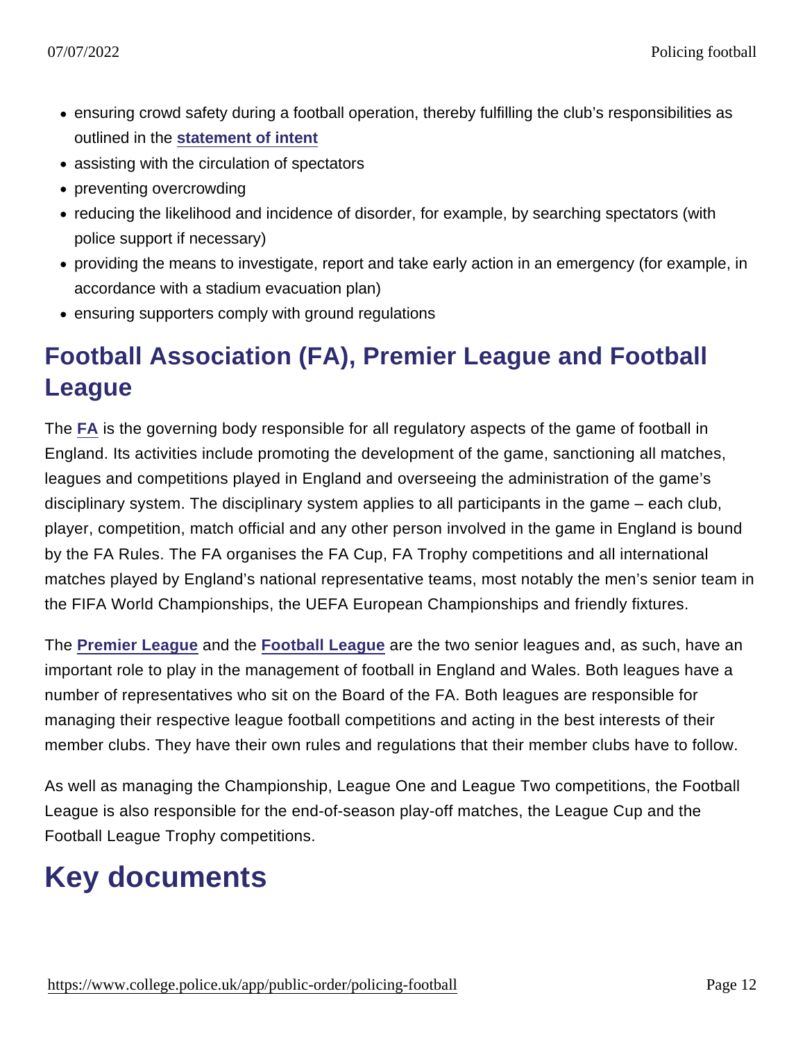- ensuring crowd safety during a football operation, thereby fulfilling the club's responsibilities as outlined in the **statement of intent**
- assisting with the circulation of spectators
- preventing overcrowding
- reducing the likelihood and incidence of disorder, for example, by searching spectators (with police support if necessary)
- providing the means to investigate, report and take early action in an emergency (for example, in accordance with a stadium evacuation plan)
- ensuring supporters comply with ground regulations

## Football Association (FA), Premier League and Football League

The **FA** is the governing body responsible for all regulatory aspects of the game of football in England. Its activities include promoting the development of the game, sanctioning all matches, leagues and competitions played in England and overseeing the administration of the game's disciplinary system. The disciplinary system applies to all participants in the game – each club, player, competition, match official and any other person involved in the game in England is bound by the FA Rules. The FA organises the FA Cup, FA Trophy competitions and all international matches played by England's national representative teams, most notably the men's senior team in the FIFA World Championships, the UEFA European Championships and friendly fixtures.

The **Premier League** and the **Football League** are the two senior leagues and, as such, have an important role to play in the management of football in England and Wales. Both leagues have a number of representatives who sit on the Board of the FA. Both leagues are responsible for managing their respective league football competitions and acting in the best interests of their member clubs. They have their own rules and regulations that their member clubs have to follow.

As well as managing the Championship, League One and League Two competitions, the Football League is also responsible for the end-of-season play-off matches, the League Cup and the Football League Trophy competitions.

# Key documents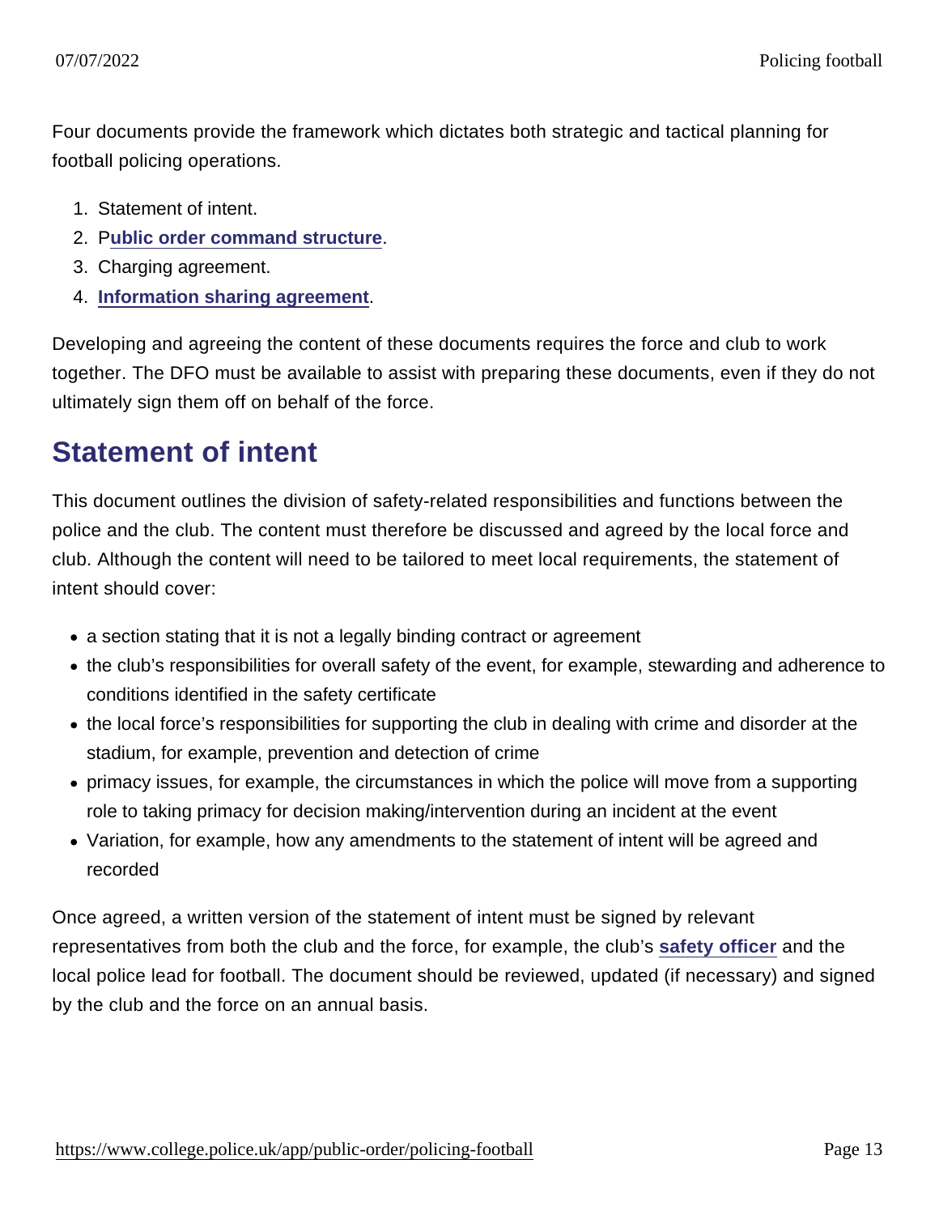Four documents provide the framework which dictates both strategic and tactical planning for football policing operations.

1. Statement of intent.
2. Public order command structure.
3. Charging agreement.
4. Information sharing agreement.

Developing and agreeing the content of these documents requires the force and club to work together. The DFO must be available to assist with preparing these documents, even if they do not ultimately sign them off on behalf of the force.

## Statement of intent

This document outlines the division of safety-related responsibilities and functions between the police and the club. The content must therefore be discussed and agreed by the local force and club. Although the content will need to be tailored to meet local requirements, the statement of intent should cover:

- a section stating that it is not a legally binding contract or agreement
- the club's responsibilities for overall safety of the event, for example, stewarding and adherence to conditions identified in the safety certificate
- the local force's responsibilities for supporting the club in dealing with crime and disorder at the stadium, for example, prevention and detection of crime
- primacy issues, for example, the circumstances in which the police will move from a supporting role to taking primacy for decision making/intervention during an incident at the event
- Variation, for example, how any amendments to the statement of intent will be agreed and recorded

Once agreed, a written version of the statement of intent must be signed by relevant representatives from both the club and the force, for example, the club's safety officer and the local police lead for football. The document should be reviewed, updated (if necessary) and signed by the club and the force on an annual basis.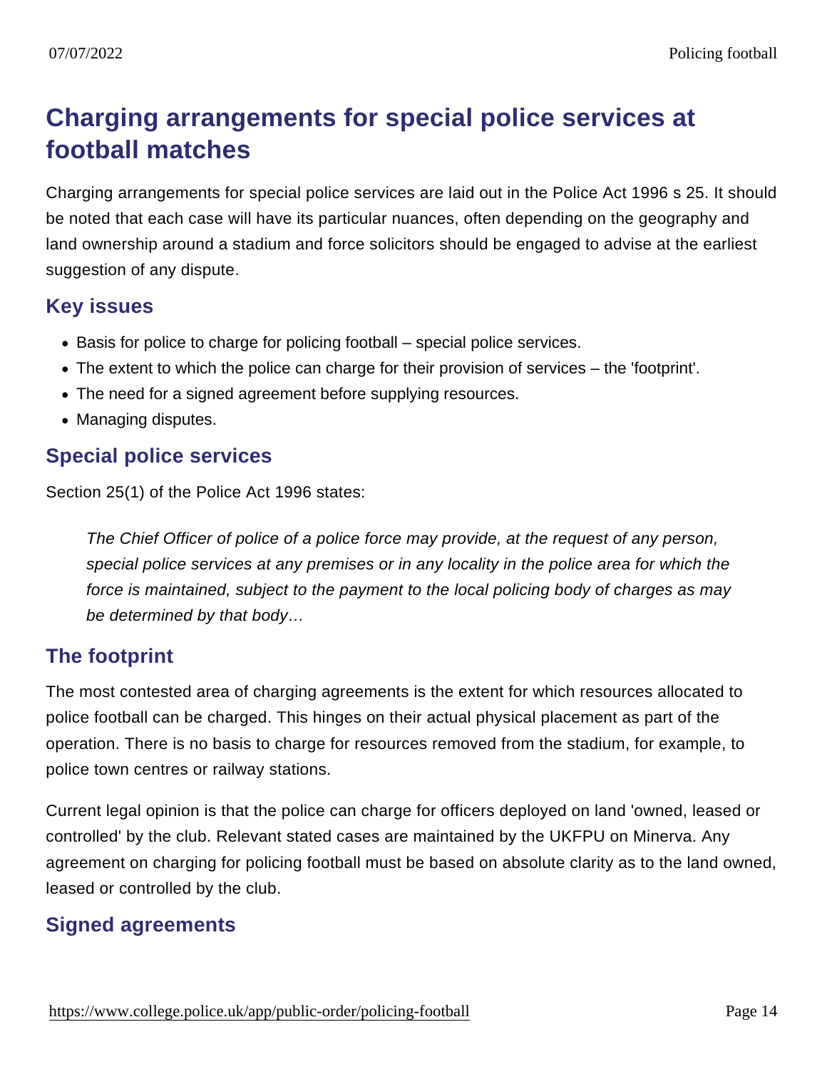## Charging arrangements for special police services at football matches

Charging arrangements for special police services are laid out in the Police Act 1996 s 25. It should be noted that each case will have its particular nuances, often depending on the geography and land ownership around a stadium and force solicitors should be engaged to advise at the earliest suggestion of any dispute.

### Key issues

- Basis for police to charge for policing football – special police services.
- The extent to which the police can charge for their provision of services – the 'footprint'.
- The need for a signed agreement before supplying resources.
- Managing disputes.

### Special police services

Section 25(1) of the Police Act 1996 states:

> *The Chief Officer of police of a police force may provide, at the request of any person, special police services at any premises or in any locality in the police area for which the force is maintained, subject to the payment to the local policing body of charges as may be determined by that body…*

### The footprint

The most contested area of charging agreements is the extent for which resources allocated to police football can be charged. This hinges on their actual physical placement as part of the operation. There is no basis to charge for resources removed from the stadium, for example, to police town centres or railway stations.

Current legal opinion is that the police can charge for officers deployed on land 'owned, leased or controlled' by the club. Relevant stated cases are maintained by the UKFPU on Minerva. Any agreement on charging for policing football must be based on absolute clarity as to the land owned, leased or controlled by the club.

### Signed agreements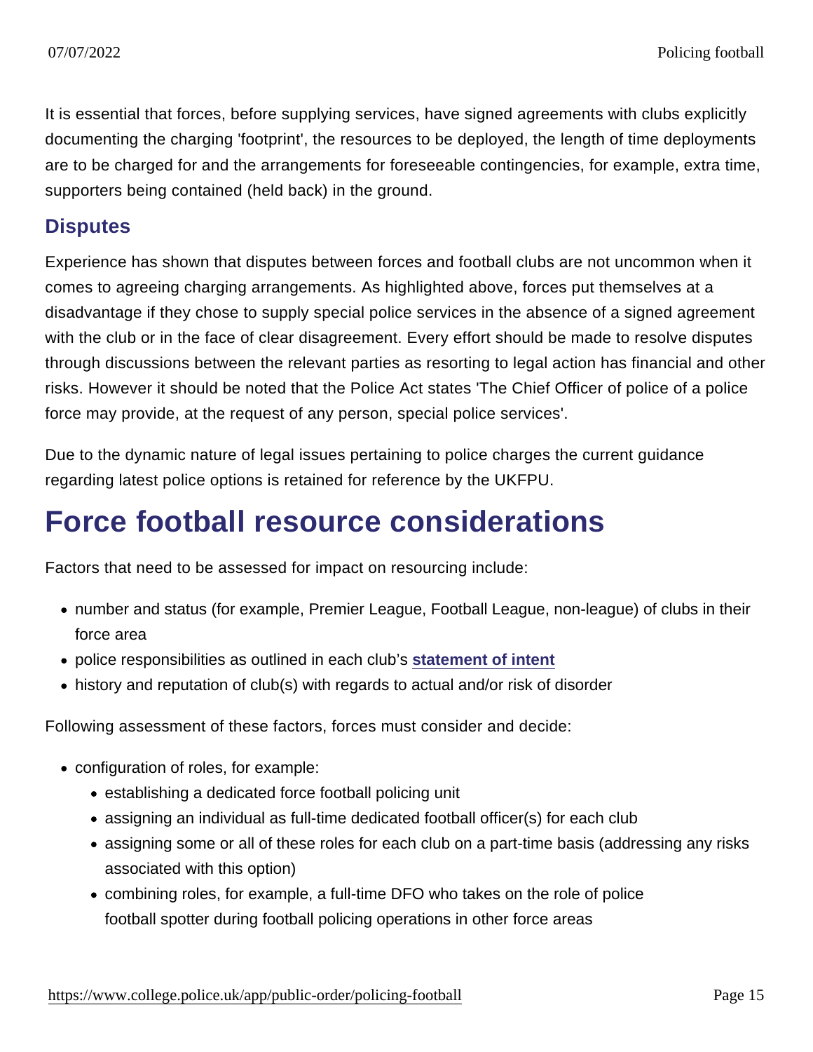It is essential that forces, before supplying services, have signed agreements with clubs explicitly documenting the charging 'footprint', the resources to be deployed, the length of time deployments are to be charged for and the arrangements for foreseeable contingencies, for example, extra time, supporters being contained (held back) in the ground.

### Disputes

Experience has shown that disputes between forces and football clubs are not uncommon when it comes to agreeing charging arrangements. As highlighted above, forces put themselves at a disadvantage if they chose to supply special police services in the absence of a signed agreement with the club or in the face of clear disagreement. Every effort should be made to resolve disputes through discussions between the relevant parties as resorting to legal action has financial and other risks. However it should be noted that the Police Act states 'The Chief Officer of police of a police force may provide, at the request of any person, special police services'.

Due to the dynamic nature of legal issues pertaining to police charges the current guidance regarding latest police options is retained for reference by the UKFPU.

## Force football resource considerations

Factors that need to be assessed for impact on resourcing include:

- number and status (for example, Premier League, Football League, non-league) of clubs in their force area
- police responsibilities as outlined in each club's **statement of intent**
- history and reputation of club(s) with regards to actual and/or risk of disorder

Following assessment of these factors, forces must consider and decide:

- configuration of roles, for example:
  - establishing a dedicated force football policing unit
  - assigning an individual as full-time dedicated football officer(s) for each club
  - assigning some or all of these roles for each club on a part-time basis (addressing any risks associated with this option)
  - combining roles, for example, a full-time DFO who takes on the role of police football spotter during football policing operations in other force areas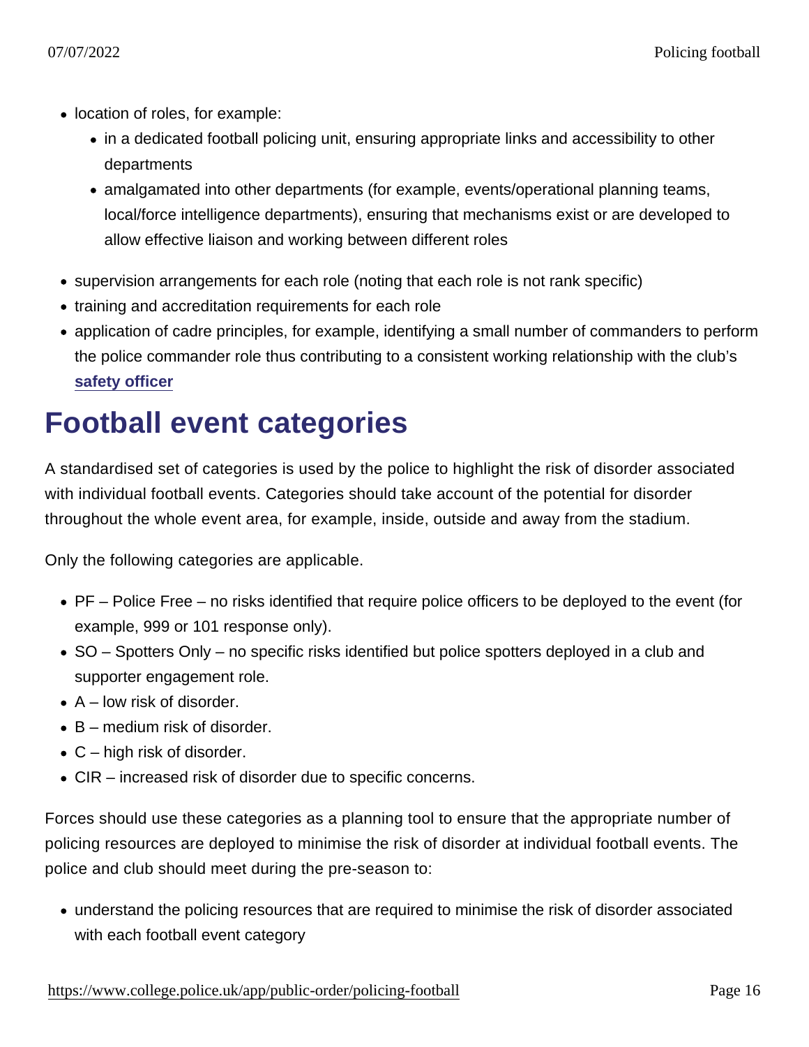- location of roles, for example:
  - in a dedicated football policing unit, ensuring appropriate links and accessibility to other departments
  - amalgamated into other departments (for example, events/operational planning teams, local/force intelligence departments), ensuring that mechanisms exist or are developed to allow effective liaison and working between different roles
- supervision arrangements for each role (noting that each role is not rank specific)
- training and accreditation requirements for each role
- application of cadre principles, for example, identifying a small number of commanders to perform the police commander role thus contributing to a consistent working relationship with the club's **safety officer**

# Football event categories

A standardised set of categories is used by the police to highlight the risk of disorder associated with individual football events. Categories should take account of the potential for disorder throughout the whole event area, for example, inside, outside and away from the stadium.

Only the following categories are applicable.

- PF – Police Free – no risks identified that require police officers to be deployed to the event (for example, 999 or 101 response only).
- SO – Spotters Only – no specific risks identified but police spotters deployed in a club and supporter engagement role.
- A – low risk of disorder.
- B – medium risk of disorder.
- C – high risk of disorder.
- CIR – increased risk of disorder due to specific concerns.

Forces should use these categories as a planning tool to ensure that the appropriate number of policing resources are deployed to minimise the risk of disorder at individual football events. The police and club should meet during the pre-season to:

- understand the policing resources that are required to minimise the risk of disorder associated with each football event category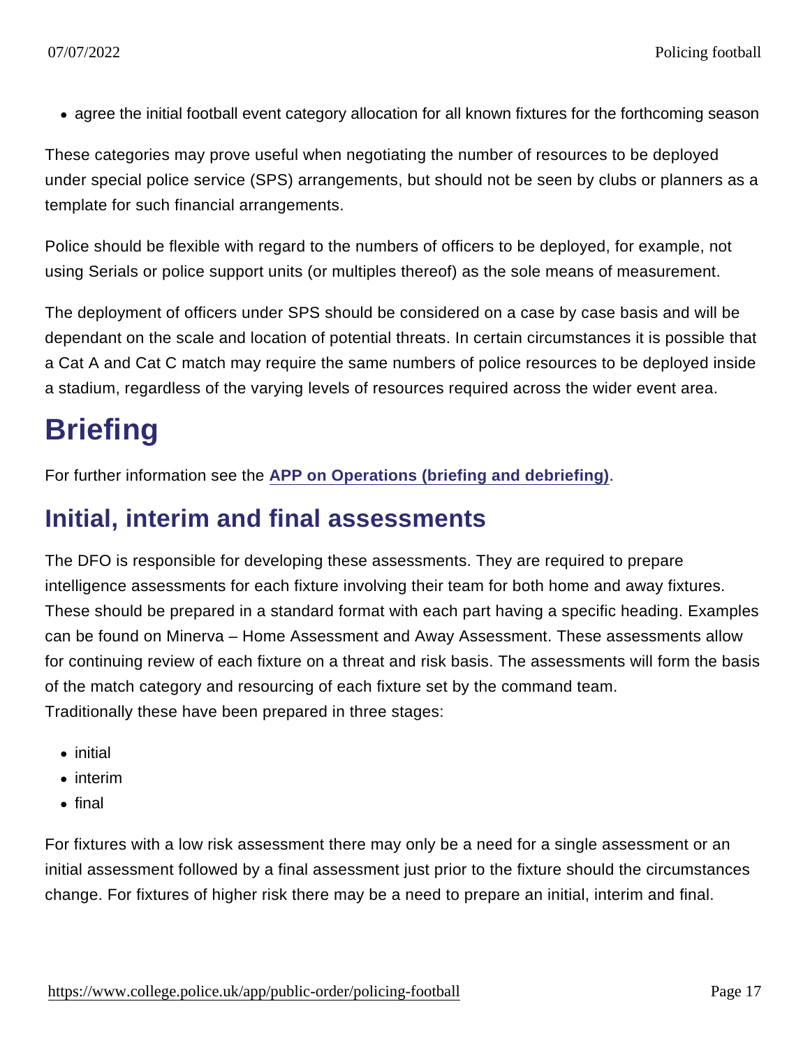- agree the initial football event category allocation for all known fixtures for the forthcoming season

These categories may prove useful when negotiating the number of resources to be deployed under special police service (SPS) arrangements, but should not be seen by clubs or planners as a template for such financial arrangements.

Police should be flexible with regard to the numbers of officers to be deployed, for example, not using Serials or police support units (or multiples thereof) as the sole means of measurement.

The deployment of officers under SPS should be considered on a case by case basis and will be dependant on the scale and location of potential threats. In certain circumstances it is possible that a Cat A and Cat C match may require the same numbers of police resources to be deployed inside a stadium, regardless of the varying levels of resources required across the wider event area.

# Briefing

For further information see the [APP on Operations (briefing and debriefing)](#).

## Initial, interim and final assessments

The DFO is responsible for developing these assessments. They are required to prepare intelligence assessments for each fixture involving their team for both home and away fixtures. These should be prepared in a standard format with each part having a specific heading. Examples can be found on Minerva – Home Assessment and Away Assessment. These assessments allow for continuing review of each fixture on a threat and risk basis. The assessments will form the basis of the match category and resourcing of each fixture set by the command team.
Traditionally these have been prepared in three stages:

- initial
- interim
- final

For fixtures with a low risk assessment there may only be a need for a single assessment or an initial assessment followed by a final assessment just prior to the fixture should the circumstances change. For fixtures of higher risk there may be a need to prepare an initial, interim and final.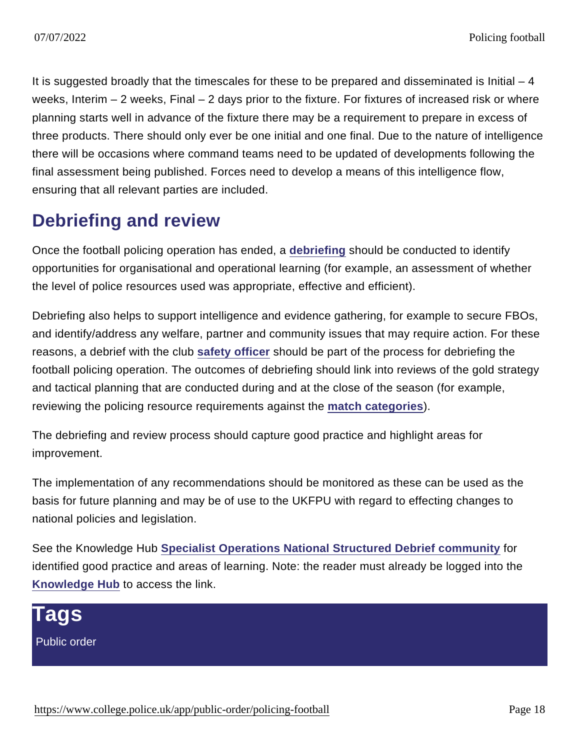It is suggested broadly that the timescales for these to be prepared and disseminated is Initial – 4 weeks, Interim – 2 weeks, Final – 2 days prior to the fixture. For fixtures of increased risk or where planning starts well in advance of the fixture there may be a requirement to prepare in excess of three products. There should only ever be one initial and one final. Due to the nature of intelligence there will be occasions where command teams need to be updated of developments following the final assessment being published. Forces need to develop a means of this intelligence flow, ensuring that all relevant parties are included.

## Debriefing and review

Once the football policing operation has ended, a debriefing should be conducted to identify opportunities for organisational and operational learning (for example, an assessment of whether the level of police resources used was appropriate, effective and efficient).

Debriefing also helps to support intelligence and evidence gathering, for example to secure FBOs, and identify/address any welfare, partner and community issues that may require action. For these reasons, a debrief with the club safety officer should be part of the process for debriefing the football policing operation. The outcomes of debriefing should link into reviews of the gold strategy and tactical planning that are conducted during and at the close of the season (for example, reviewing the policing resource requirements against the match categories).

The debriefing and review process should capture good practice and highlight areas for improvement.

The implementation of any recommendations should be monitored as these can be used as the basis for future planning and may be of use to the UKFPU with regard to effecting changes to national policies and legislation.

See the Knowledge Hub Specialist Operations National Structured Debrief community for identified good practice and areas of learning. Note: the reader must already be logged into the Knowledge Hub to access the link.

## Tags

Public order